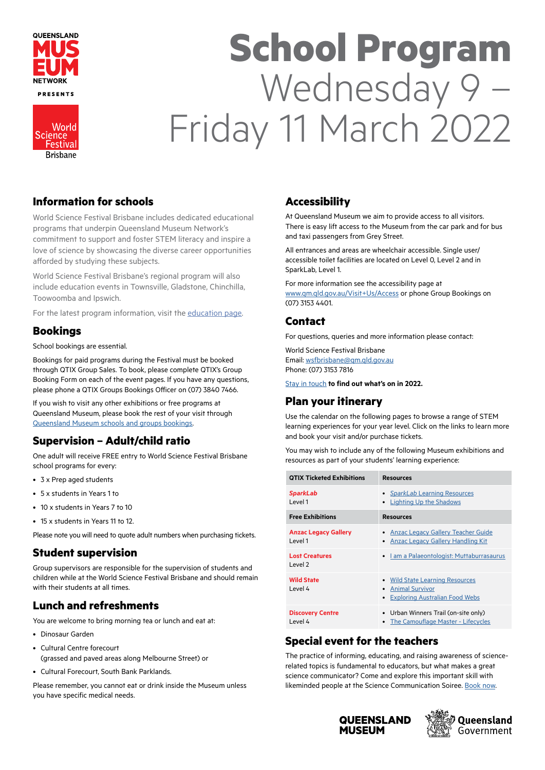QUEENSLAND MUSEUM NETWORK

PRESENTS

World Science Festival Brisbane

# School Program
## Wednesday 9 – Friday 11 March 2022

## Information for schools

World Science Festival Brisbane includes dedicated educational programs that underpin Queensland Museum Network's commitment to support and foster STEM literacy and inspire a love of science by showcasing the diverse career opportunities afforded by studying these subjects.

World Science Festival Brisbane's regional program will also include education events in Townsville, Gladstone, Chinchilla, Toowoomba and Ipswich.

For the latest program information, visit the education page.

## Bookings

School bookings are essential.

Bookings for paid programs during the Festival must be booked through QTIX Group Sales. To book, please complete QTIX's Group Booking Form on each of the event pages. If you have any questions, please phone a QTIX Groups Bookings Officer on (07) 3840 7466.

If you wish to visit any other exhibitions or free programs at Queensland Museum, please book the rest of your visit through Queensland Museum schools and groups bookings.

## Supervision – Adult/child ratio

One adult will receive FREE entry to World Science Festival Brisbane school programs for every:

- 3 x Prep aged students
- 5 x students in Years 1 to
- 10 x students in Years 7 to 10
- 15 x students in Years 11 to 12.

Please note you will need to quote adult numbers when purchasing tickets.

## Student supervision

Group supervisors are responsible for the supervision of students and children while at the World Science Festival Brisbane and should remain with their students at all times.

## Lunch and refreshments

You are welcome to bring morning tea or lunch and eat at:

- Dinosaur Garden
- Cultural Centre forecourt (grassed and paved areas along Melbourne Street) or
- Cultural Forecourt, South Bank Parklands.

Please remember, you cannot eat or drink inside the Museum unless you have specific medical needs.

## Accessibility

At Queensland Museum we aim to provide access to all visitors. There is easy lift access to the Museum from the car park and for bus and taxi passengers from Grey Street.

All entrances and areas are wheelchair accessible. Single user/accessible toilet facilities are located on Level 0, Level 2 and in SparkLab, Level 1.

For more information see the accessibility page at www.qm.qld.gov.au/Visit+Us/Access or phone Group Bookings on (07) 3153 4401.

## Contact

For questions, queries and more information please contact:

World Science Festival Brisbane
Email: wsfbrisbane@qm.qld.gov.au
Phone: (07) 3153 7816

Stay in touch **to find out what's on in 2022.**

## Plan your itinerary

Use the calendar on the following pages to browse a range of STEM learning experiences for your year level. Click on the links to learn more and book your visit and/or purchase tickets.

You may wish to include any of the following Museum exhibitions and resources as part of your students' learning experience:

| QTIX Ticketed Exhibitions | Resources |
|---|---|
| *SparkLab* Level 1 | • *SparkLab* Learning Resources<br>• Lighting Up the Shadows |
| **Free Exhibitions** | **Resources** |
| **Anzac Legacy Gallery** Level 1 | • Anzac Legacy Gallery Teacher Guide<br>• Anzac Legacy Gallery Handling Kit |
| **Lost Creatures** Level 2 | • I am a Palaeontologist: Muttaburrasaurus |
| **Wild State** Level 4 | • Wild State Learning Resources<br>• Animal Survivor<br>• Exploring Australian Food Webs |
| **Discovery Centre** Level 4 | • Urban Winners Trail (on-site only)<br>• The Camouflage Master - Lifecycles |

## Special event for the teachers

The practice of informing, educating, and raising awareness of science-related topics is fundamental to educators, but what makes a great science communicator? Come and explore this important skill with likeminded people at the Science Communication Soiree. Book now.

QUEENSLAND MUSEUM

Queensland Government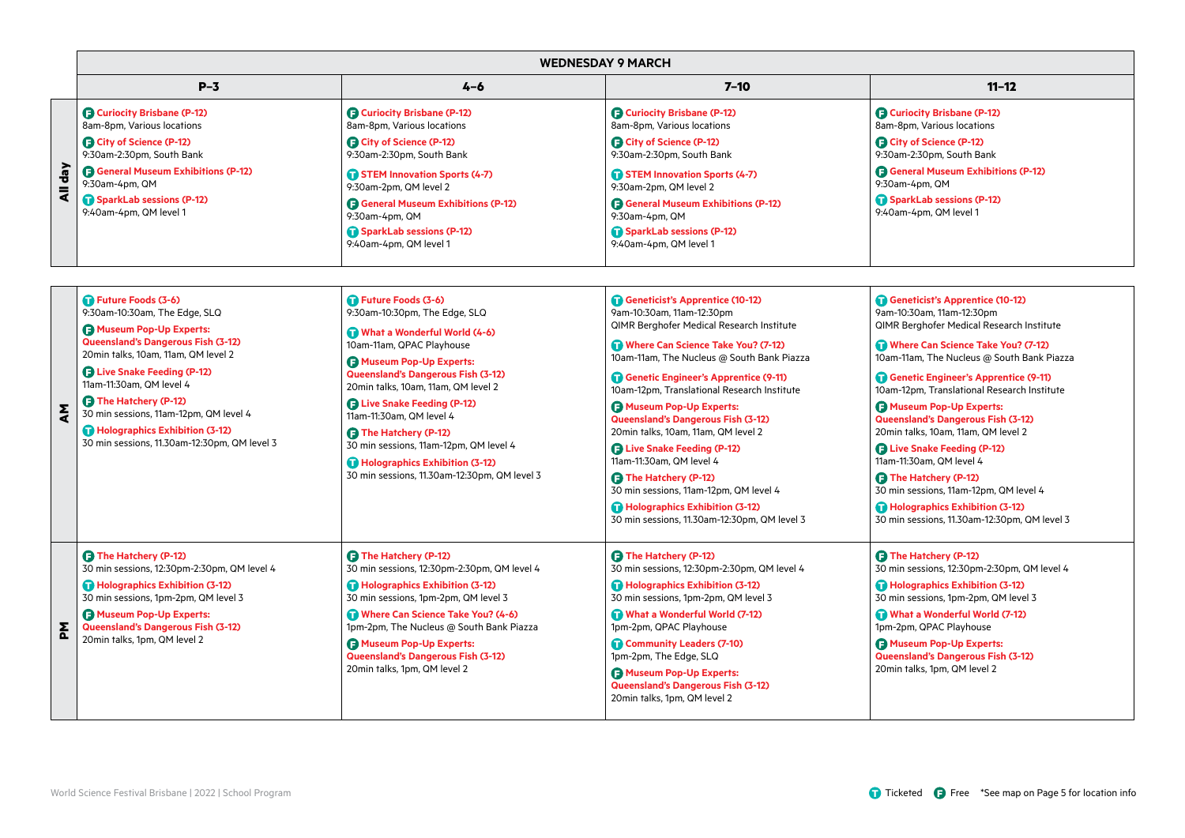## WEDNESDAY 9 MARCH

| | P–3 | 4–6 | 7–10 | 11–12 |
|---|---|---|---|---|
| **All day** | (F) **Curiocity Brisbane (P-12)** 8am-8pm, Various locations<br>(F) **City of Science (P-12)** 9:30am-2:30pm, South Bank<br>(F) **General Museum Exhibitions (P-12)** 9:30am-4pm, QM<br>(T) **SparkLab sessions (P-12)** 9:40am-4pm, QM level 1 | (F) **Curiocity Brisbane (P-12)** 8am-8pm, Various locations<br>(F) **City of Science (P-12)** 9:30am-2:30pm, South Bank<br>(T) **STEM Innovation Sports (4-7)** 9:30am-2pm, QM level 2<br>(F) **General Museum Exhibitions (P-12)** 9:30am-4pm, QM<br>(T) **SparkLab sessions (P-12)** 9:40am-4pm, QM level 1 | (F) **Curiocity Brisbane (P-12)** 8am-8pm, Various locations<br>(F) **City of Science (P-12)** 9:30am-2:30pm, South Bank<br>(T) **STEM Innovation Sports (4-7)** 9:30am-2pm, QM level 2<br>(F) **General Museum Exhibitions (P-12)** 9:30am-4pm, QM<br>(T) **SparkLab sessions (P-12)** 9:40am-4pm, QM level 1 | (F) **Curiocity Brisbane (P-12)** 8am-8pm, Various locations<br>(F) **City of Science (P-12)** 9:30am-2:30pm, South Bank<br>(F) **General Museum Exhibitions (P-12)** 9:30am-4pm, QM<br>(T) **SparkLab sessions (P-12)** 9:40am-4pm, QM level 1 |
| **AM** | (T) **Future Foods (3-6)** 9:30am-10:30am, The Edge, SLQ<br>(F) **Museum Pop-Up Experts: Queensland's Dangerous Fish (3-12)** 20min talks, 10am, 11am, QM level 2<br>(F) **Live Snake Feeding (P-12)** 11am-11:30am, QM level 4<br>(F) **The Hatchery (P-12)** 30 min sessions, 11am-12pm, QM level 4<br>(T) **Holographics Exhibition (3-12)** 30 min sessions, 11.30am-12:30pm, QM level 3 | (T) **Future Foods (3-6)** 9:30am-10:30pm, The Edge, SLQ<br>(T) **What a Wonderful World (4-6)** 10am-11am, QPAC Playhouse<br>(F) **Museum Pop-Up Experts: Queensland's Dangerous Fish (3-12)** 20min talks, 10am, 11am, QM level 2<br>(F) **Live Snake Feeding (P-12)** 11am-11:30am, QM level 4<br>(F) **The Hatchery (P-12)** 30 min sessions, 11am-12pm, QM level 4<br>(T) **Holographics Exhibition (3-12)** 30 min sessions, 11.30am-12:30pm, QM level 3 | (T) **Geneticist's Apprentice (10-12)** 9am-10:30am, 11am-12:30pm QIMR Berghofer Medical Research Institute<br>(T) **Where Can Science Take You? (7-12)** 10am-11am, The Nucleus @ South Bank Piazza<br>(T) **Genetic Engineer's Apprentice (9-11)** 10am-12pm, Translational Research Institute<br>(F) **Museum Pop-Up Experts: Queensland's Dangerous Fish (3-12)** 20min talks, 10am, 11am, QM level 2<br>(F) **Live Snake Feeding (P-12)** 11am-11:30am, QM level 4<br>(F) **The Hatchery (P-12)** 30 min sessions, 11am-12pm, QM level 4<br>(T) **Holographics Exhibition (3-12)** 30 min sessions, 11.30am-12:30pm, QM level 3 | (T) **Geneticist's Apprentice (10-12)** 9am-10:30am, 11am-12:30pm QIMR Berghofer Medical Research Institute<br>(T) **Where Can Science Take You? (7-12)** 10am-11am, The Nucleus @ South Bank Piazza<br>(T) **Genetic Engineer's Apprentice (9-11)** 10am-12pm, Translational Research Institute<br>(F) **Museum Pop-Up Experts: Queensland's Dangerous Fish (3-12)** 20min talks, 10am, 11am, QM level 2<br>(F) **Live Snake Feeding (P-12)** 11am-11:30am, QM level 4<br>(F) **The Hatchery (P-12)** 30 min sessions, 11am-12pm, QM level 4<br>(T) **Holographics Exhibition (3-12)** 30 min sessions, 11.30am-12:30pm, QM level 3 |
| **PM** | (F) **The Hatchery (P-12)** 30 min sessions, 12:30pm-2:30pm, QM level 4<br>(T) **Holographics Exhibition (3-12)** 30 min sessions, 1pm-2pm, QM level 3<br>(F) **Museum Pop-Up Experts: Queensland's Dangerous Fish (3-12)** 20min talks, 1pm, QM level 2 | (F) **The Hatchery (P-12)** 30 min sessions, 12:30pm-2:30pm, QM level 4<br>(T) **Holographics Exhibition (3-12)** 30 min sessions, 1pm-2pm, QM level 3<br>(T) **Where Can Science Take You? (4-6)** 1pm-2pm, The Nucleus @ South Bank Piazza<br>(F) **Museum Pop-Up Experts: Queensland's Dangerous Fish (3-12)** 20min talks, 1pm, QM level 2 | (F) **The Hatchery (P-12)** 30 min sessions, 12:30pm-2:30pm, QM level 4<br>(T) **Holographics Exhibition (3-12)** 30 min sessions, 1pm-2pm, QM level 3<br>(T) **What a Wonderful World (7-12)** 1pm-2pm, QPAC Playhouse<br>(T) **Community Leaders (7-10)** 1pm-2pm, The Edge, SLQ<br>(F) **Museum Pop-Up Experts: Queensland's Dangerous Fish (3-12)** 20min talks, 1pm, QM level 2 | (F) **The Hatchery (P-12)** 30 min sessions, 12:30pm-2:30pm, QM level 4<br>(T) **Holographics Exhibition (3-12)** 30 min sessions, 1pm-2pm, QM level 3<br>(T) **What a Wonderful World (7-12)** 1pm-2pm, QPAC Playhouse<br>(F) **Museum Pop-Up Experts: Queensland's Dangerous Fish (3-12)** 20min talks, 1pm, QM level 2 |

(T) Ticketed (F) Free *See map on Page 5 for location info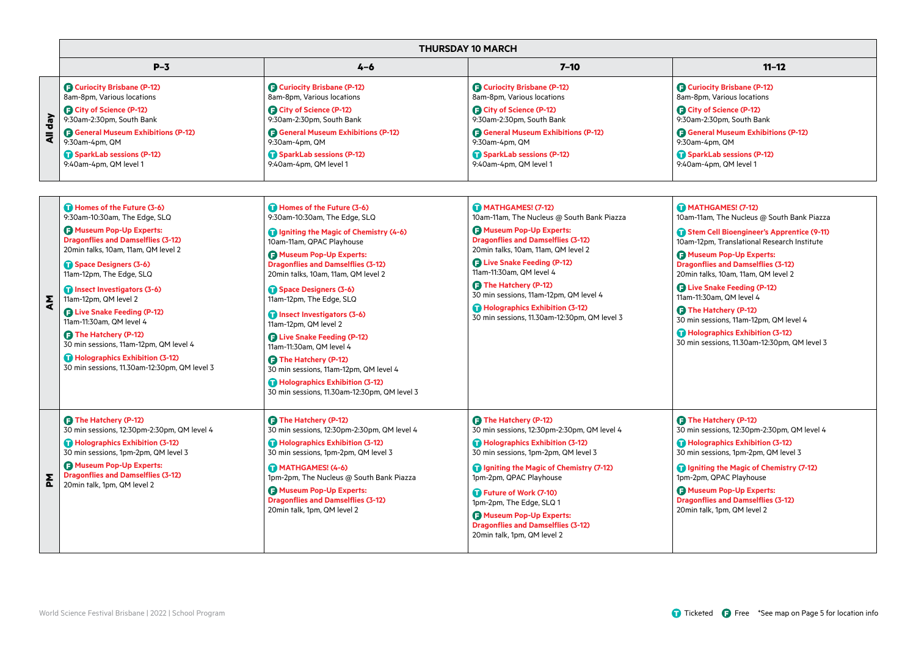## THURSDAY 10 MARCH

| | P–3 | 4–6 | 7–10 | 11–12 |
|---|---|---|---|---|
| **All day** | **(F) Curiocity Brisbane (P-12)** 8am-8pm, Various locations<br>**(F) City of Science (P-12)** 9:30am-2:30pm, South Bank<br>**(F) General Museum Exhibitions (P-12)** 9:30am-4pm, QM<br>**(T) SparkLab sessions (P-12)** 9:40am-4pm, QM level 1 | **(F) Curiocity Brisbane (P-12)** 8am-8pm, Various locations<br>**(F) City of Science (P-12)** 9:30am-2:30pm, South Bank<br>**(F) General Museum Exhibitions (P-12)** 9:30am-4pm, QM<br>**(T) SparkLab sessions (P-12)** 9:40am-4pm, QM level 1 | **(F) Curiocity Brisbane (P-12)** 8am-8pm, Various locations<br>**(F) City of Science (P-12)** 9:30am-2:30pm, South Bank<br>**(F) General Museum Exhibitions (P-12)** 9:30am-4pm, QM<br>**(T) SparkLab sessions (P-12)** 9:40am-4pm, QM level 1 | **(F) Curiocity Brisbane (P-12)** 8am-8pm, Various locations<br>**(F) City of Science (P-12)** 9:30am-2:30pm, South Bank<br>**(F) General Museum Exhibitions (P-12)** 9:30am-4pm, QM<br>**(T) SparkLab sessions (P-12)** 9:40am-4pm, QM level 1 |
| **AM** | **(T) Homes of the Future (3-6)** 9:30am-10:30am, The Edge, SLQ<br>**(F) Museum Pop-Up Experts: Dragonflies and Damselflies (3-12)** 20min talks, 10am, 11am, QM level 2<br>**(T) Space Designers (3-6)** 11am-12pm, The Edge, SLQ<br>**(T) Insect Investigators (3-6)** 11am-12pm, QM level 2<br>**(F) Live Snake Feeding (P-12)** 11am-11:30am, QM level 4<br>**(F) The Hatchery (P-12)** 30 min sessions, 11am-12pm, QM level 4<br>**(T) Holographics Exhibition (3-12)** 30 min sessions, 11.30am-12:30pm, QM level 3 | **(T) Homes of the Future (3-6)** 9:30am-10:30am, The Edge, SLQ<br>**(T) Igniting the Magic of Chemistry (4-6)** 10am-11am, QPAC Playhouse<br>**(F) Museum Pop-Up Experts: Dragonflies and Damselflies (3-12)** 20min talks, 10am, 11am, QM level 2<br>**(T) Space Designers (3-6)** 11am-12pm, The Edge, SLQ<br>**(T) Insect Investigators (3-6)** 11am-12pm, QM level 2<br>**(F) Live Snake Feeding (P-12)** 11am-11:30am, QM level 4<br>**(F) The Hatchery (P-12)** 30 min sessions, 11am-12pm, QM level 4<br>**(T) Holographics Exhibition (3-12)** 30 min sessions, 11.30am-12:30pm, QM level 3 | **(T) MATHGAMES! (7-12)** 10am-11am, The Nucleus @ South Bank Piazza<br>**(F) Museum Pop-Up Experts: Dragonflies and Damselflies (3-12)** 20min talks, 10am, 11am, QM level 2<br>**(F) Live Snake Feeding (P-12)** 11am-11:30am, QM level 4<br>**(F) The Hatchery (P-12)** 30 min sessions, 11am-12pm, QM level 4<br>**(T) Holographics Exhibition (3-12)** 30 min sessions, 11.30am-12:30pm, QM level 3 | **(T) MATHGAMES! (7-12)** 10am-11am, The Nucleus @ South Bank Piazza<br>**(T) Stem Cell Bioengineer's Apprentice (9-11)** 10am-12pm, Translational Research Institute<br>**(F) Museum Pop-Up Experts: Dragonflies and Damselflies (3-12)** 20min talks, 10am, 11am, QM level 2<br>**(F) Live Snake Feeding (P-12)** 11am-11:30am, QM level 4<br>**(F) The Hatchery (P-12)** 30 min sessions, 11am-12pm, QM level 4<br>**(T) Holographics Exhibition (3-12)** 30 min sessions, 11.30am-12:30pm, QM level 3 |
| **PM** | **(F) The Hatchery (P-12)** 30 min sessions, 12:30pm-2:30pm, QM level 4<br>**(T) Holographics Exhibition (3-12)** 30 min sessions, 1pm-2pm, QM level 3<br>**(F) Museum Pop-Up Experts: Dragonflies and Damselflies (3-12)** 20min talk, 1pm, QM level 2 | **(F) The Hatchery (P-12)** 30 min sessions, 12:30pm-2:30pm, QM level 4<br>**(T) Holographics Exhibition (3-12)** 30 min sessions, 1pm-2pm, QM level 3<br>**(T) MATHGAMES! (4-6)** 1pm-2pm, The Nucleus @ South Bank Piazza<br>**(F) Museum Pop-Up Experts: Dragonflies and Damselflies (3-12)** 20min talk, 1pm, QM level 2 | **(F) The Hatchery (P-12)** 30 min sessions, 12:30pm-2:30pm, QM level 4<br>**(T) Holographics Exhibition (3-12)** 30 min sessions, 1pm-2pm, QM level 3<br>**(T) Igniting the Magic of Chemistry (7-12)** 1pm-2pm, QPAC Playhouse<br>**(T) Future of Work (7-10)** 1pm-2pm, The Edge, SLQ 1<br>**(F) Museum Pop-Up Experts: Dragonflies and Damselflies (3-12)** 20min talk, 1pm, QM level 2 | **(F) The Hatchery (P-12)** 30 min sessions, 12:30pm-2:30pm, QM level 4<br>**(T) Holographics Exhibition (3-12)** 30 min sessions, 1pm-2pm, QM level 3<br>**(T) Igniting the Magic of Chemistry (7-12)** 1pm-2pm, QPAC Playhouse<br>**(F) Museum Pop-Up Experts: Dragonflies and Damselflies (3-12)** 20min talk, 1pm, QM level 2 |

(T) Ticketed (F) Free *See map on Page 5 for location info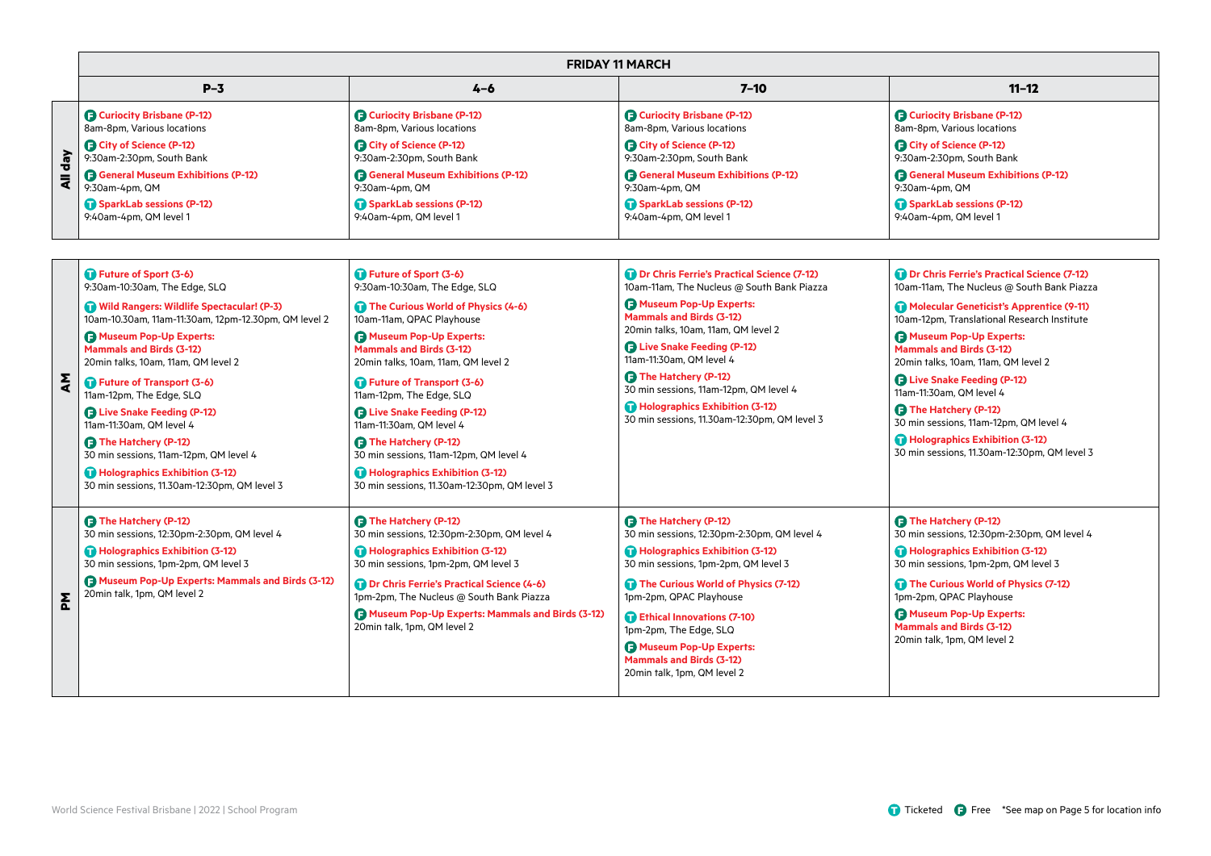| | FRIDAY 11 MARCH | | | |
|---|---|---|---|---|
| | **P–3** | **4–6** | **7–10** | **11–12** |
| **All day** | (F) **Curiocity Brisbane (P-12)** 8am-8pm, Various locations<br>(F) **City of Science (P-12)** 9:30am-2:30pm, South Bank<br>(F) **General Museum Exhibitions (P-12)** 9:30am-4pm, QM<br>(T) **SparkLab sessions (P-12)** 9:40am-4pm, QM level 1 | (F) **Curiocity Brisbane (P-12)** 8am-8pm, Various locations<br>(F) **City of Science (P-12)** 9:30am-2:30pm, South Bank<br>(F) **General Museum Exhibitions (P-12)** 9:30am-4pm, QM<br>(T) **SparkLab sessions (P-12)** 9:40am-4pm, QM level 1 | (F) **Curiocity Brisbane (P-12)** 8am-8pm, Various locations<br>(F) **City of Science (P-12)** 9:30am-2:30pm, South Bank<br>(F) **General Museum Exhibitions (P-12)** 9:30am-4pm, QM<br>(T) **SparkLab sessions (P-12)** 9:40am-4pm, QM level 1 | (F) **Curiocity Brisbane (P-12)** 8am-8pm, Various locations<br>(F) **City of Science (P-12)** 9:30am-2:30pm, South Bank<br>(F) **General Museum Exhibitions (P-12)** 9:30am-4pm, QM<br>(T) **SparkLab sessions (P-12)** 9:40am-4pm, QM level 1 |
| **AM** | (T) **Future of Sport (3-6)** 9:30am-10:30am, The Edge, SLQ<br>(T) **Wild Rangers: Wildlife Spectacular! (P-3)** 10am-10.30am, 11am-11:30am, 12pm-12.30pm, QM level 2<br>(F) **Museum Pop-Up Experts: Mammals and Birds (3-12)** 20min talks, 10am, 11am, QM level 2<br>(T) **Future of Transport (3-6)** 11am-12pm, The Edge, SLQ<br>(F) **Live Snake Feeding (P-12)** 11am-11:30am, QM level 4<br>(F) **The Hatchery (P-12)** 30 min sessions, 11am-12pm, QM level 4<br>(T) **Holographics Exhibition (3-12)** 30 min sessions, 11.30am-12:30pm, QM level 3 | (T) **Future of Sport (3-6)** 9:30am-10:30am, The Edge, SLQ<br>(T) **The Curious World of Physics (4-6)** 10am-11am, QPAC Playhouse<br>(F) **Museum Pop-Up Experts: Mammals and Birds (3-12)** 20min talks, 10am, 11am, QM level 2<br>(T) **Future of Transport (3-6)** 11am-12pm, The Edge, SLQ<br>(F) **Live Snake Feeding (P-12)** 11am-11:30am, QM level 4<br>(F) **The Hatchery (P-12)** 30 min sessions, 11am-12pm, QM level 4<br>(T) **Holographics Exhibition (3-12)** 30 min sessions, 11.30am-12:30pm, QM level 3 | (T) **Dr Chris Ferrie's Practical Science (7-12)** 10am-11am, The Nucleus @ South Bank Piazza<br>(F) **Museum Pop-Up Experts: Mammals and Birds (3-12)** 20min talks, 10am, 11am, QM level 2<br>(F) **Live Snake Feeding (P-12)** 11am-11:30am, QM level 4<br>(F) **The Hatchery (P-12)** 30 min sessions, 11am-12pm, QM level 4<br>(T) **Holographics Exhibition (3-12)** 30 min sessions, 11.30am-12:30pm, QM level 3 | (T) **Dr Chris Ferrie's Practical Science (7-12)** 10am-11am, The Nucleus @ South Bank Piazza<br>(T) **Molecular Geneticist's Apprentice (9-11)** 10am-12pm, Translational Research Institute<br>(F) **Museum Pop-Up Experts: Mammals and Birds (3-12)** 20min talks, 10am, 11am, QM level 2<br>(F) **Live Snake Feeding (P-12)** 11am-11:30am, QM level 4<br>(F) **The Hatchery (P-12)** 30 min sessions, 11am-12pm, QM level 4<br>(T) **Holographics Exhibition (3-12)** 30 min sessions, 11.30am-12:30pm, QM level 3 |
| **PM** | (F) **The Hatchery (P-12)** 30 min sessions, 12:30pm-2:30pm, QM level 4<br>(T) **Holographics Exhibition (3-12)** 30 min sessions, 1pm-2pm, QM level 3<br>(F) **Museum Pop-Up Experts: Mammals and Birds (3-12)** 20min talk, 1pm, QM level 2 | (F) **The Hatchery (P-12)** 30 min sessions, 12:30pm-2:30pm, QM level 4<br>(T) **Holographics Exhibition (3-12)** 30 min sessions, 1pm-2pm, QM level 3<br>(T) **Dr Chris Ferrie's Practical Science (4-6)** 1pm-2pm, The Nucleus @ South Bank Piazza<br>(F) **Museum Pop-Up Experts: Mammals and Birds (3-12)** 20min talk, 1pm, QM level 2 | (F) **The Hatchery (P-12)** 30 min sessions, 12:30pm-2:30pm, QM level 4<br>(T) **Holographics Exhibition (3-12)** 30 min sessions, 1pm-2pm, QM level 3<br>(T) **The Curious World of Physics (7-12)** 1pm-2pm, QPAC Playhouse<br>(T) **Ethical Innovations (7-10)** 1pm-2pm, The Edge, SLQ<br>(F) **Museum Pop-Up Experts: Mammals and Birds (3-12)** 20min talk, 1pm, QM level 2 | (F) **The Hatchery (P-12)** 30 min sessions, 12:30pm-2:30pm, QM level 4<br>(T) **Holographics Exhibition (3-12)** 30 min sessions, 1pm-2pm, QM level 3<br>(T) **The Curious World of Physics (7-12)** 1pm-2pm, QPAC Playhouse<br>(F) **Museum Pop-Up Experts: Mammals and Birds (3-12)** 20min talk, 1pm, QM level 2 |

(T) Ticketed (F) Free *See map on Page 5 for location info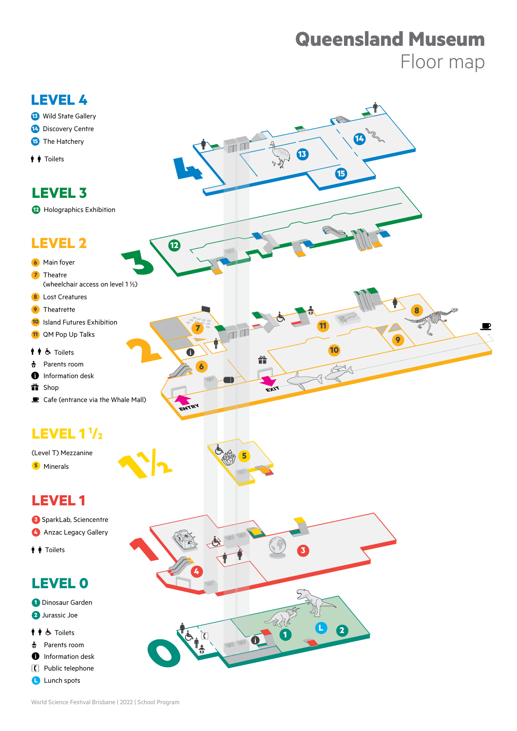# Queensland Museum
## Floor map

## LEVEL 4

- 13 Wild State Gallery
- 14 Discovery Centre
- 15 The Hatchery

- Toilets

## LEVEL 3

- 12 Holographics Exhibition

## LEVEL 2

- 6 Main foyer
- 7 Theatre (wheelchair access on level 1 ½)
- 8 Lost Creatures
- 9 Theatrette
- 10 Island Futures Exhibition
- 11 QM Pop Up Talks

- Toilets
- Parents room
- Information desk
- Shop
- Cafe (entrance via the Whale Mall)

ENTRY

EXIT

## LEVEL 1 ½

(Level T) Mezzanine

- 5 Minerals

## LEVEL 1

- 3 SparkLab, Sciencentre
- 4 Anzac Legacy Gallery

- Toilets

## LEVEL 0

- 1 Dinosaur Garden
- 2 Jurassic Joe

- Toilets
- Parents room
- Information desk
- Public telephone
- L Lunch spots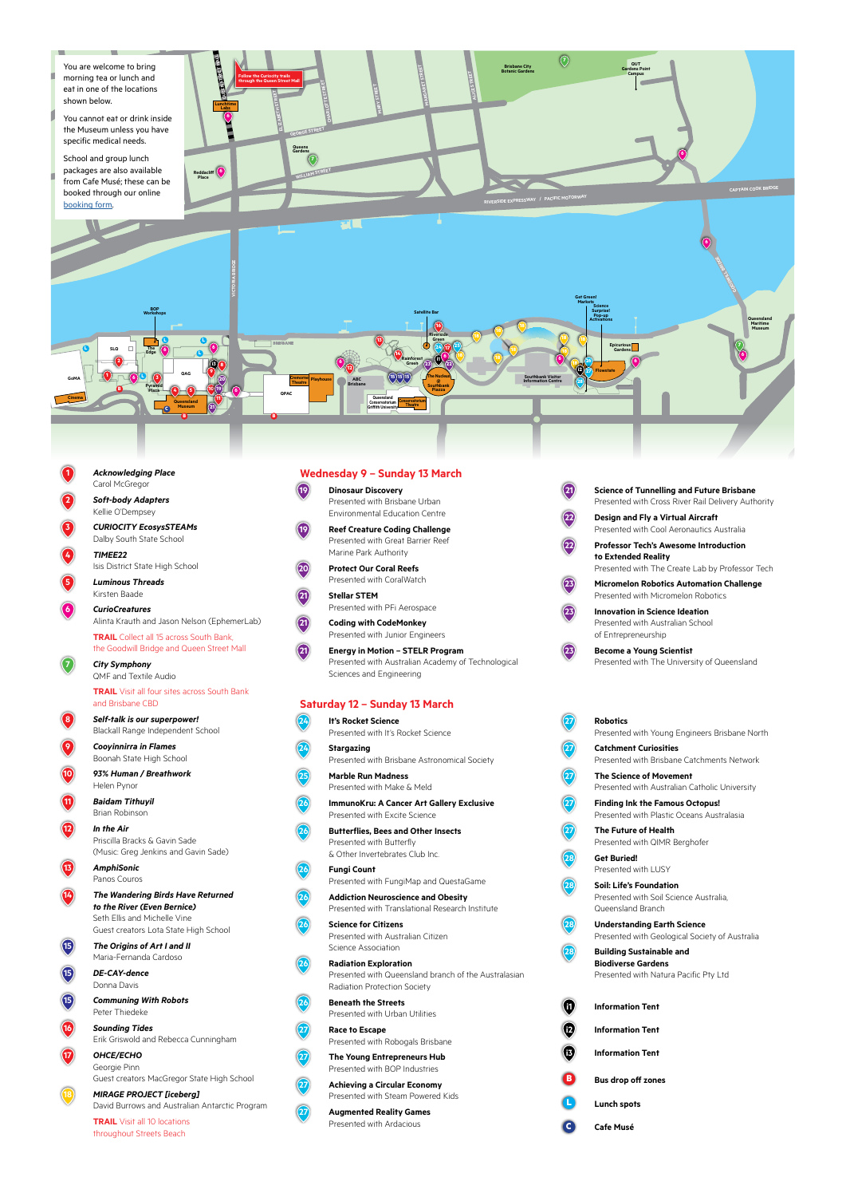You are welcome to bring morning tea or lunch and eat in one of the locations shown below.

You cannot eat or drink inside the Museum unless you have specific medical needs.

School and group lunch packages are also available from Cafe Musé; these can be booked through our online booking form.

1 **_Acknowledging Place_**
Carol McGregor

2 **_Soft-body Adapters_**
Kellie O'Dempsey

3 **_CURIOCITY EcosysSTEAMs_**
Dalby State State School

4 **_TIMEE22_**
Isis District State High School

5 **_Luminous Threads_**
Kirsten Baade

6 **_CurioCreatures_**
Alinta Krauth and Jason Nelson (EphemerLab)

TRAIL Collect all 15 across South Bank, the Goodwill Bridge and Queen Street Mall

7 **_City Symphony_**
QMF and Textile Audio

TRAIL Visit all four sites across South Bank and Brisbane CBD

8 **_Self-talk is our superpower!_**
Blackall Range Independent School

9 **_Cooyinnirra in Flames_**
Boonah State High School

10 **_93% Human / Breathwork_**
Helen Pynor

11 **_Baidam Tithuyil_**
Brian Robinson

12 **_In the Air_**
Priscilla Bracks & Gavin Sade
(Music: Greg Jenkins and Gavin Sade)

13 **_AmphiSonic_**
Panos Couros

14 **_The Wandering Birds Have Returned to the River (Even Bernice)_**
Seth Ellis and Michelle Vine
Guest creators Lota State High School

15 **_The Origins of Art I and II_**
Maria-Fernanda Cardoso

15 **_DE-CAY-dence_**
Donna Davis

15 **_Communing With Robots_**
Peter Thiedeke

16 **_Sounding Tides_**
Erik Griswold and Rebecca Cunningham

17 **_OHCE/ECHO_**
Georgie Pinn
Guest creators MacGregor State High School

18 **_MIRAGE PROJECT [iceberg]_**
David Burrows and Australian Antarctic Program

TRAIL Visit all 10 locations throughout Streets Beach

## Wednesday 9 – Sunday 13 March

19 **Dinosaur Discovery**
Presented with Brisbane Urban Environmental Education Centre

19 **Reef Creature Coding Challenge**
Presented with Great Barrier Reef Marine Park Authority

20 **Protect Our Coral Reefs**
Presented with CoralWatch

21 **Stellar STEM**
Presented with PFi Aerospace

21 **Coding with CodeMonkey**
Presented with Junior Engineers

21 **Energy in Motion – STELR Program**
Presented with Australian Academy of Technological Sciences and Engineering

21 **Science of Tunnelling and Future Brisbane**
Presented with Cross River Rail Delivery Authority

22 **Design and Fly a Virtual Aircraft**
Presented with Cool Aeronautics Australia

22 **Professor Tech's Awesome Introduction to Extended Reality**
Presented with The Create Lab by Professor Tech

23 **Micromelon Robotics Automation Challenge**
Presented with Micromelon Robotics

23 **Innovation in Science Ideation**
Presented with Australian School of Entrepreneurship

23 **Become a Young Scientist**
Presented with The University of Queensland

## Saturday 12 – Sunday 13 March

24 **It's Rocket Science**
Presented with It's Rocket Science

24 **Stargazing**
Presented with Brisbane Astronomical Society

25 **Marble Run Madness**
Presented with Make & Meld

26 **ImmunoKru: A Cancer Art Gallery Exclusive**
Presented with Excite Science

26 **Butterflies, Bees and Other Insects**
Presented with Butterfly & Other Invertebrates Club Inc.

26 **Fungi Count**
Presented with FungiMap and QuestaGame

26 **Addiction Neuroscience and Obesity**
Presented with Translational Research Institute

26 **Science for Citizens**
Presented with Australian Citizen Science Association

26 **Radiation Exploration**
Presented with Queensland branch of the Australasian Radiation Protection Society

26 **Beneath the Streets**
Presented with Urban Utilities

27 **Race to Escape**
Presented with Robogals Brisbane

27 **The Young Entrepreneurs Hub**
Presented with BOP Industries

27 **Achieving a Circular Economy**
Presented with Steam Powered Kids

27 **Augmented Reality Games**
Presented with Ardacious

27 **Robotics**
Presented with Young Engineers Brisbane North

27 **Catchment Curiosities**
Presented with Brisbane Catchments Network

27 **The Science of Movement**
Presented with Australian Catholic University

27 **Finding Ink the Famous Octopus!**
Presented with Plastic Oceans Australasia

27 **The Future of Health**
Presented with QIMR Berghofer

28 **Get Buried!**
Presented with LUSY

28 **Soil: Life's Foundation**
Presented with Soil Science Australia, Queensland Branch

28 **Understanding Earth Science**
Presented with Geological Society of Australia

28 **Building Sustainable and Biodiverse Gardens**
Presented with Natura Pacific Pty Ltd

i1 **Information Tent**

i2 **Information Tent**

i3 **Information Tent**

B **Bus drop off zones**

L **Lunch spots**

C **Cafe Musé**